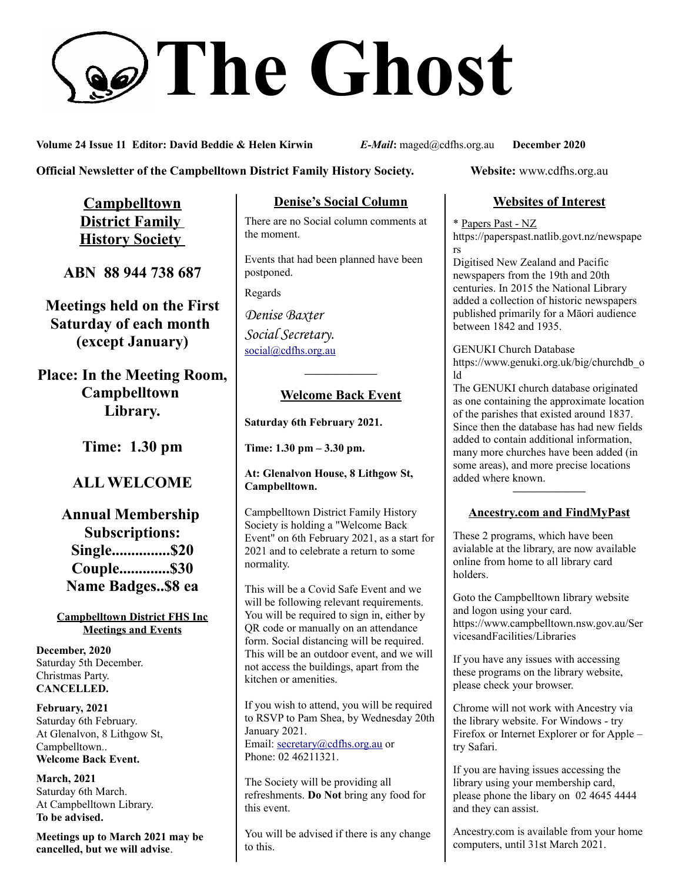# The Ghost

**Volume 24 Issue 11 Editor: David Beddie & Helen Kirwin** ***E-Mail*:** maged@cdfhs.org.au **December 2020**

**Official Newsletter of the Campbelltown District Family History Society.** **Website:** www.cdfhs.org.au

## Campbelltown District Family History Society

**ABN 88 944 738 687**

**Meetings held on the First Saturday of each month (except January)**

**Place: In the Meeting Room, Campbelltown Library.**

**Time: 1.30 pm**

**ALL WELCOME**

**Annual Membership Subscriptions:**
**Single...............$20**
**Couple.............$30**
**Name Badges..$8 ea**

### Campbelltown District FHS Inc Meetings and Events

**December, 2020**
Saturday 5th December.
Christmas Party.
**CANCELLED.**

**February, 2021**
Saturday 6th February.
At Glenalvon, 8 Lithgow St, Campbelltown..
**Welcome Back Event.**

**March, 2021**
Saturday 6th March.
At Campbelltown Library.
**To be advised.**

**Meetings up to March 2021 may be cancelled, but we will advise**.

## Denise's Social Column

There are no Social column comments at the moment.

Events that had been planned have been postponed.

Regards

*Denise Baxter*
*Social Secretary.*
social@cdfhs.org.au

---

## Welcome Back Event

**Saturday 6th February 2021.**

**Time: 1.30 pm – 3.30 pm.**

**At: Glenalvon House, 8 Lithgow St, Campbelltown.**

Campbelltown District Family History Society is holding a "Welcome Back Event" on 6th February 2021, as a start for 2021 and to celebrate a return to some normality.

This will be a Covid Safe Event and we will be following relevant requirements. You will be required to sign in, either by QR code or manually on an attendance form. Social distancing will be required. This will be an outdoor event, and we will not access the buildings, apart from the kitchen or amenities.

If you wish to attend, you will be required to RSVP to Pam Shea, by Wednesday 20th January 2021.
Email: secretary@cdfhs.org.au or
Phone: 02 46211321.

The Society will be providing all refreshments. **Do Not** bring any food for this event.

You will be advised if there is any change to this.

## Websites of Interest

* Papers Past - NZ
https://paperspast.natlib.govt.nz/newspapers
Digitised New Zealand and Pacific newspapers from the 19th and 20th centuries. In 2015 the National Library added a collection of historic newspapers published primarily for a Māori audience between 1842 and 1935.

GENUKI Church Database
https://www.genuki.org.uk/big/churchdb_old
The GENUKI church database originated as one containing the approximate location of the parishes that existed around 1837. Since then the database has had new fields added to contain additional information, many more churches have been added (in some areas), and more precise locations added where known.

---

## Ancestry.com and FindMyPast

These 2 programs, which have been avialable at the library, are now available online from home to all library card holders.

Goto the Campbelltown library website and logon using your card.
https://www.campbelltown.nsw.gov.au/ServicesandFacilities/Libraries

If you have any issues with accessing these programs on the library website, please check your browser.

Chrome will not work with Ancestry via the library website. For Windows - try Firefox or Internet Explorer or for Apple – try Safari.

If you are having issues accessing the library using your membership card, please phone the libary on 02 4645 4444 and they can assist.

Ancestry.com is available from your home computers, until 31st March 2021.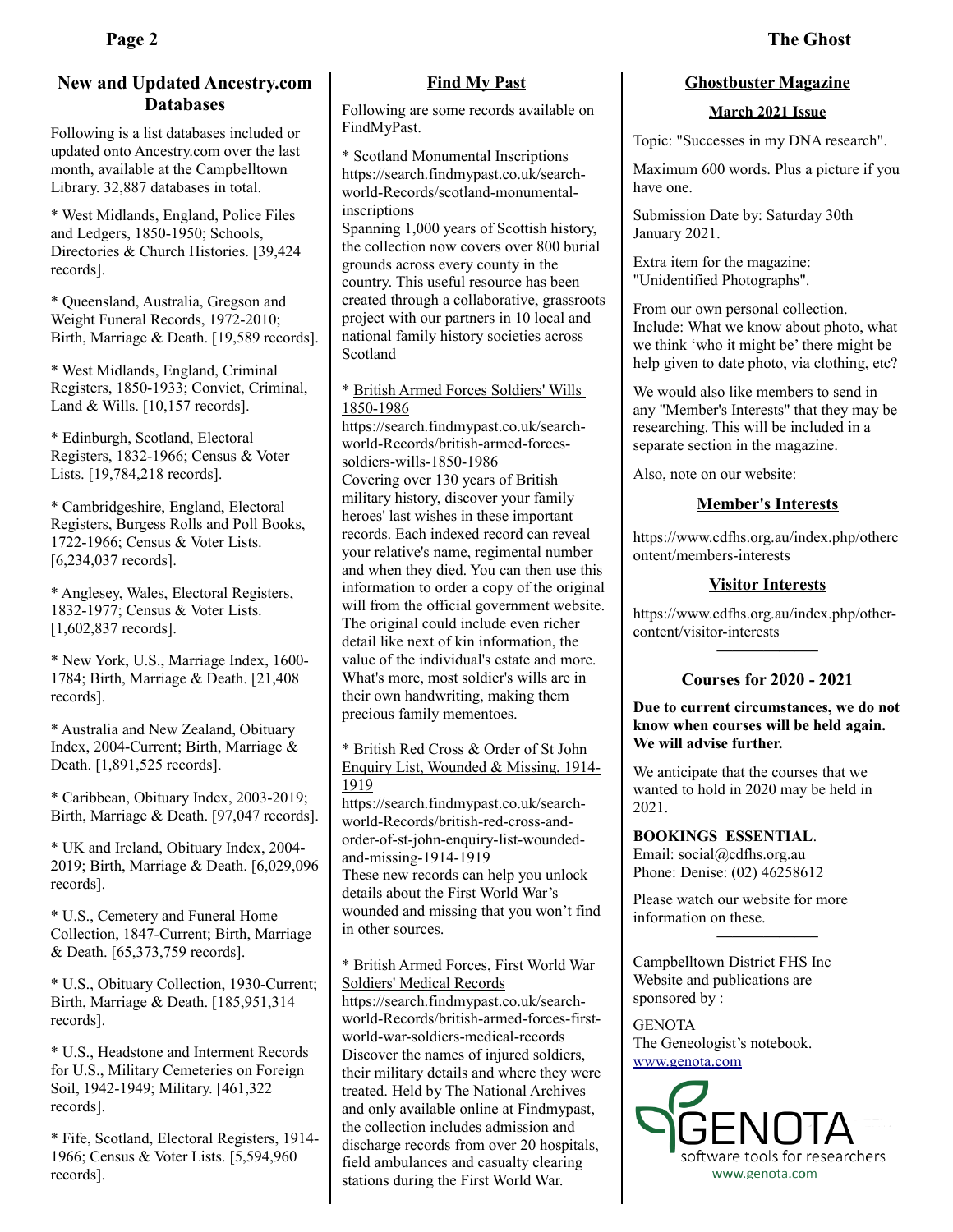## New and Updated Ancestry.com Databases

Following is a list databases included or updated onto Ancestry.com over the last month, available at the Campbelltown Library. 32,887 databases in total.

* West Midlands, England, Police Files and Ledgers, 1850-1950; Schools, Directories & Church Histories. [39,424 records].

* Queensland, Australia, Gregson and Weight Funeral Records, 1972-2010; Birth, Marriage & Death. [19,589 records].

* West Midlands, England, Criminal Registers, 1850-1933; Convict, Criminal, Land & Wills. [10,157 records].

* Edinburgh, Scotland, Electoral Registers, 1832-1966; Census & Voter Lists. [19,784,218 records].

* Cambridgeshire, England, Electoral Registers, Burgess Rolls and Poll Books, 1722-1966; Census & Voter Lists. [6,234,037 records].

* Anglesey, Wales, Electoral Registers, 1832-1977; Census & Voter Lists. [1,602,837 records].

* New York, U.S., Marriage Index, 1600-1784; Birth, Marriage & Death. [21,408 records].

* Australia and New Zealand, Obituary Index, 2004-Current; Birth, Marriage & Death. [1,891,525 records].

* Caribbean, Obituary Index, 2003-2019; Birth, Marriage & Death. [97,047 records].

* UK and Ireland, Obituary Index, 2004-2019; Birth, Marriage & Death. [6,029,096 records].

* U.S., Cemetery and Funeral Home Collection, 1847-Current; Birth, Marriage & Death. [65,373,759 records].

* U.S., Obituary Collection, 1930-Current; Birth, Marriage & Death. [185,951,314 records].

* U.S., Headstone and Interment Records for U.S., Military Cemeteries on Foreign Soil, 1942-1949; Military. [461,322 records].

* Fife, Scotland, Electoral Registers, 1914-1966; Census & Voter Lists. [5,594,960 records].

## Find My Past

Following are some records available on FindMyPast.

* Scotland Monumental Inscriptions
https://search.findmypast.co.uk/search-world-Records/scotland-monumental-inscriptions
Spanning 1,000 years of Scottish history, the collection now covers over 800 burial grounds across every county in the country. This useful resource has been created through a collaborative, grassroots project with our partners in 10 local and national family history societies across Scotland

* British Armed Forces Soldiers' Wills 1850-1986
https://search.findmypast.co.uk/search-world-Records/british-armed-forces-soldiers-wills-1850-1986
Covering over 130 years of British military history, discover your family heroes' last wishes in these important records. Each indexed record can reveal your relative's name, regimental number and when they died. You can then use this information to order a copy of the original will from the official government website. The original could include even richer detail like next of kin information, the value of the individual's estate and more. What's more, most soldier's wills are in their own handwriting, making them precious family mementoes.

* British Red Cross & Order of St John Enquiry List, Wounded & Missing, 1914-1919
https://search.findmypast.co.uk/search-world-Records/british-red-cross-and-order-of-st-john-enquiry-list-wounded-and-missing-1914-1919
These new records can help you unlock details about the First World War's wounded and missing that you won't find in other sources.

* British Armed Forces, First World War Soldiers' Medical Records
https://search.findmypast.co.uk/search-world-Records/british-armed-forces-first-world-war-soldiers-medical-records
Discover the names of injured soldiers, their military details and where they were treated. Held by The National Archives and only available online at Findmypast, the collection includes admission and discharge records from over 20 hospitals, field ambulances and casualty clearing stations during the First World War.

## Ghostbuster Magazine

### March 2021 Issue

Topic: "Successes in my DNA research".

Maximum 600 words. Plus a picture if you have one.

Submission Date by: Saturday 30th January 2021.

Extra item for the magazine: "Unidentified Photographs".

From our own personal collection. Include: What we know about photo, what we think 'who it might be' there might be help given to date photo, via clothing, etc?

We would also like members to send in any "Member's Interests" that they may be researching. This will be included in a separate section in the magazine.

Also, note on our website:

### Member's Interests

https://www.cdfhs.org.au/index.php/othercontent/members-interests

### Visitor Interests

https://www.cdfhs.org.au/index.php/other-content/visitor-interests

## Courses for 2020 - 2021

**Due to current circumstances, we do not know when courses will be held again. We will advise further.**

We anticipate that the courses that we wanted to hold in 2020 may be held in 2021.

**BOOKINGS ESSENTIAL**.
Email: social@cdfhs.org.au
Phone: Denise: (02) 46258612

Please watch our website for more information on these.

Campbelltown District FHS Inc Website and publications are sponsored by :

GENOTA
The Geneologist's notebook.
www.genota.com

GENOTA
software tools for researchers
www.genota.com